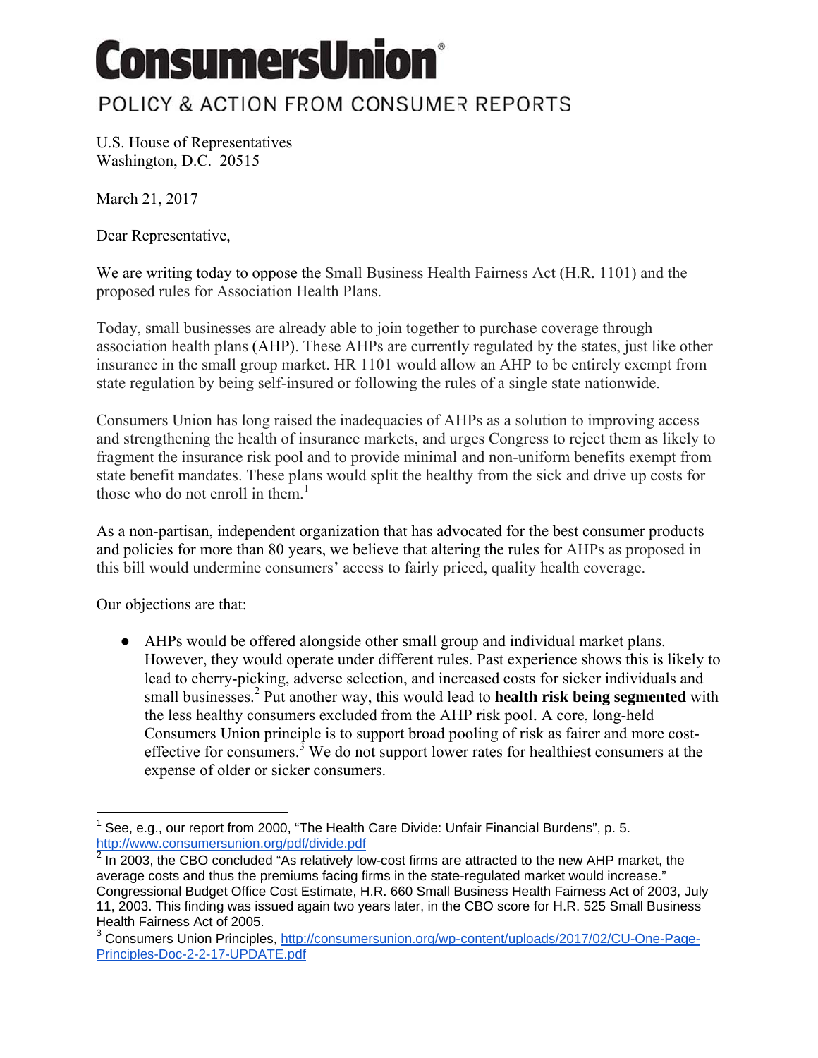# ConsumersUnion

POLICY & ACTION FROM CONSUMER REPORTS

U.S. House of Representatives
Washington, D.C. 20515

March 21, 2017

Dear Representative,

We are writing today to oppose the Small Business Health Fairness Act (H.R. 1101) and the proposed rules for Association Health Plans.

Today, small businesses are already able to join together to purchase coverage through association health plans (AHP). These AHPs are currently regulated by the states, just like other insurance in the small group market. HR 1101 would allow an AHP to be entirely exempt from state regulation by being self-insured or following the rules of a single state nationwide.

Consumers Union has long raised the inadequacies of AHPs as a solution to improving access and strengthening the health of insurance markets, and urges Congress to reject them as likely to fragment the insurance risk pool and to provide minimal and non-uniform benefits exempt from state benefit mandates. These plans would split the healthy from the sick and drive up costs for those who do not enroll in them.[1]

As a non-partisan, independent organization that has advocated for the best consumer products and policies for more than 80 years, we believe that altering the rules for AHPs as proposed in this bill would undermine consumers' access to fairly priced, quality health coverage.

Our objections are that:

- AHPs would be offered alongside other small group and individual market plans. However, they would operate under different rules. Past experience shows this is likely to lead to cherry-picking, adverse selection, and increased costs for sicker individuals and small businesses.[2] Put another way, this would lead to **health risk being segmented** with the less healthy consumers excluded from the AHP risk pool. A core, long-held Consumers Union principle is to support broad pooling of risk as fairer and more cost-effective for consumers.[3] We do not support lower rates for healthiest consumers at the expense of older or sicker consumers.

---

[1] See, e.g., our report from 2000, "The Health Care Divide: Unfair Financial Burdens", p. 5. http://www.consumersunion.org/pdf/divide.pdf

[2] In 2003, the CBO concluded "As relatively low-cost firms are attracted to the new AHP market, the average costs and thus the premiums facing firms in the state-regulated market would increase." Congressional Budget Office Cost Estimate, H.R. 660 Small Business Health Fairness Act of 2003, July 11, 2003. This finding was issued again two years later, in the CBO score for H.R. 525 Small Business Health Fairness Act of 2005.

[3] Consumers Union Principles, http://consumersunion.org/wp-content/uploads/2017/02/CU-One-Page-Principles-Doc-2-2-17-UPDATE.pdf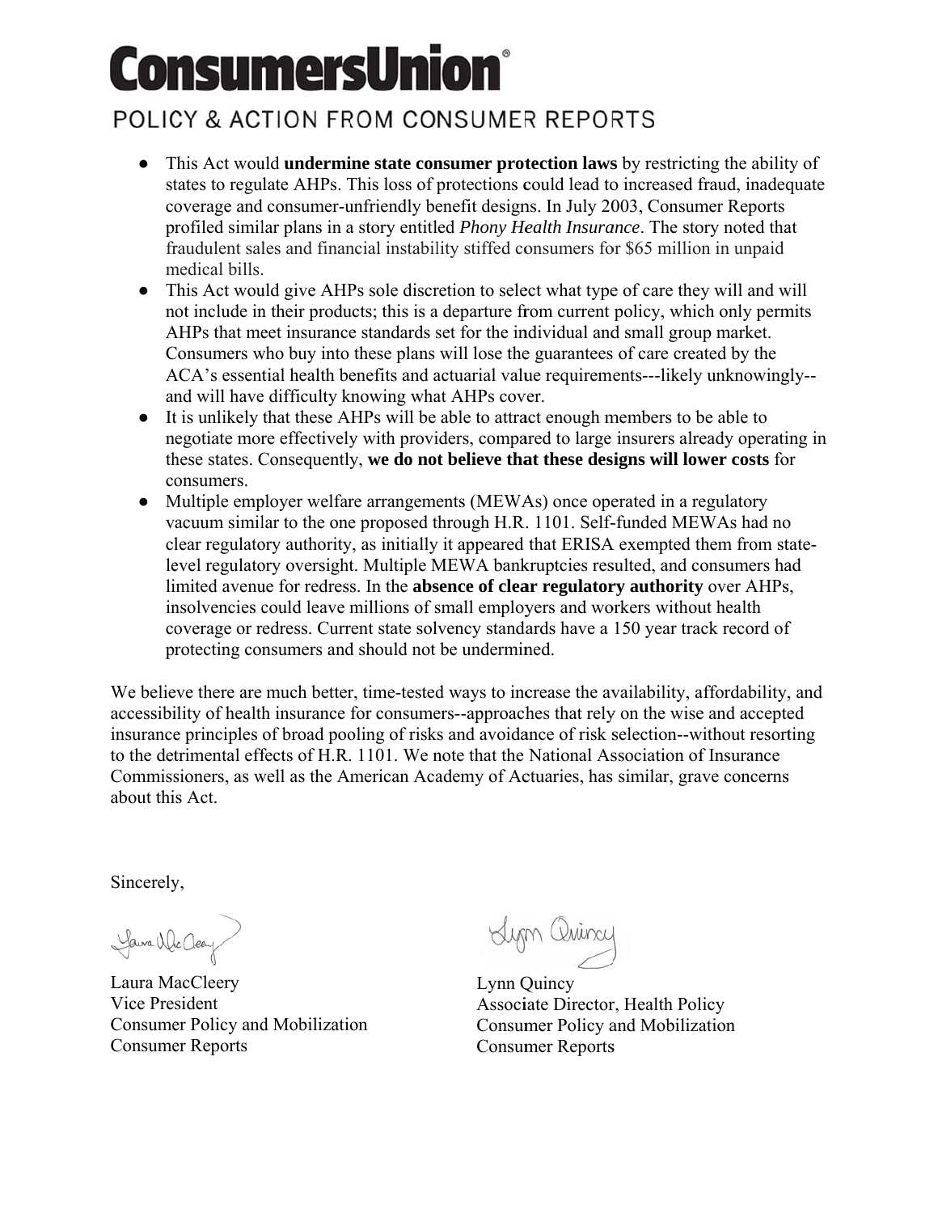# ConsumersUnion®

POLICY & ACTION FROM CONSUMER REPORTS

- This Act would **undermine state consumer protection laws** by restricting the ability of states to regulate AHPs. This loss of protections could lead to increased fraud, inadequate coverage and consumer-unfriendly benefit designs. In July 2003, Consumer Reports profiled similar plans in a story entitled *Phony Health Insurance*. The story noted that fraudulent sales and financial instability stiffed consumers for $65 million in unpaid medical bills.
- This Act would give AHPs sole discretion to select what type of care they will and will not include in their products; this is a departure from current policy, which only permits AHPs that meet insurance standards set for the individual and small group market. Consumers who buy into these plans will lose the guarantees of care created by the ACA's essential health benefits and actuarial value requirements---likely unknowingly--and will have difficulty knowing what AHPs cover.
- It is unlikely that these AHPs will be able to attract enough members to be able to negotiate more effectively with providers, compared to large insurers already operating in these states. Consequently, **we do not believe that these designs will lower costs** for consumers.
- Multiple employer welfare arrangements (MEWAs) once operated in a regulatory vacuum similar to the one proposed through H.R. 1101. Self-funded MEWAs had no clear regulatory authority, as initially it appeared that ERISA exempted them from state-level regulatory oversight. Multiple MEWA bankruptcies resulted, and consumers had limited avenue for redress. In the **absence of clear regulatory authority** over AHPs, insolvencies could leave millions of small employers and workers without health coverage or redress. Current state solvency standards have a 150 year track record of protecting consumers and should not be undermined.

We believe there are much better, time-tested ways to increase the availability, affordability, and accessibility of health insurance for consumers--approaches that rely on the wise and accepted insurance principles of broad pooling of risks and avoidance of risk selection--without resorting to the detrimental effects of H.R. 1101. We note that the National Association of Insurance Commissioners, as well as the American Academy of Actuaries, has similar, grave concerns about this Act.

Sincerely,

Laura MacCleery
Vice President
Consumer Policy and Mobilization
Consumer Reports

Lynn Quincy
Associate Director, Health Policy
Consumer Policy and Mobilization
Consumer Reports